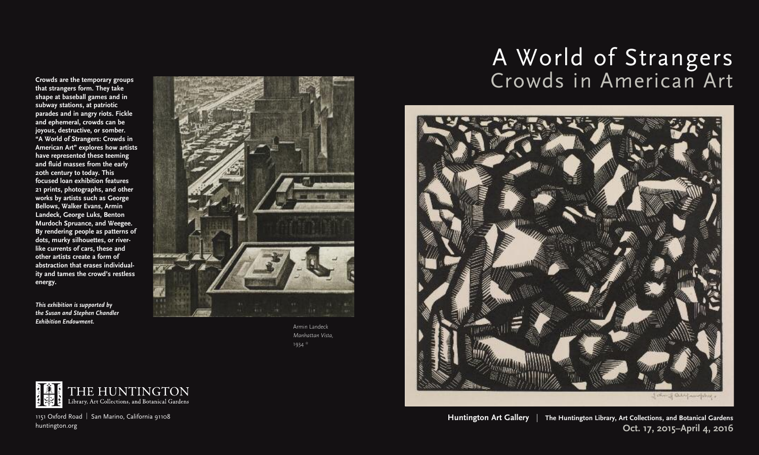# A World of Strangers

## Crowds in American Art

**Crowds are the temporary groups that strangers form. They take shape at baseball games and in subway stations, at patriotic parades and in angry riots. Fickle and ephemeral, crowds can be joyous, destructive, or somber. "A World of Strangers: Crowds in American Art" explores how artists have represented these teeming and fluid masses from the early 20th century to today. This focused loan exhibition features 21 prints, photographs, and other works by artists such as George Bellows, Walker Evans, Armin Landeck, George Luks, Benton Murdoch Spruance, and Weegee. By rendering people as patterns of dots, murky silhouettes, or river-like currents of cars, these and other artists create a form of abstraction that erases individuality and tames the crowd's restless energy.**

***This exhibition is supported by the Susan and Stephen Chandler Exhibition Endowment.***

Armin Landeck
*Manhattan Vista,*
1934 *

THE HUNTINGTON
Library, Art Collections, and Botanical Gardens

1151 Oxford Road | San Marino, California 91108
huntington.org

**Huntington Art Gallery** | **The Huntington Library, Art Collections, and Botanical Gardens**
**Oct. 17, 2015–April 4, 2016**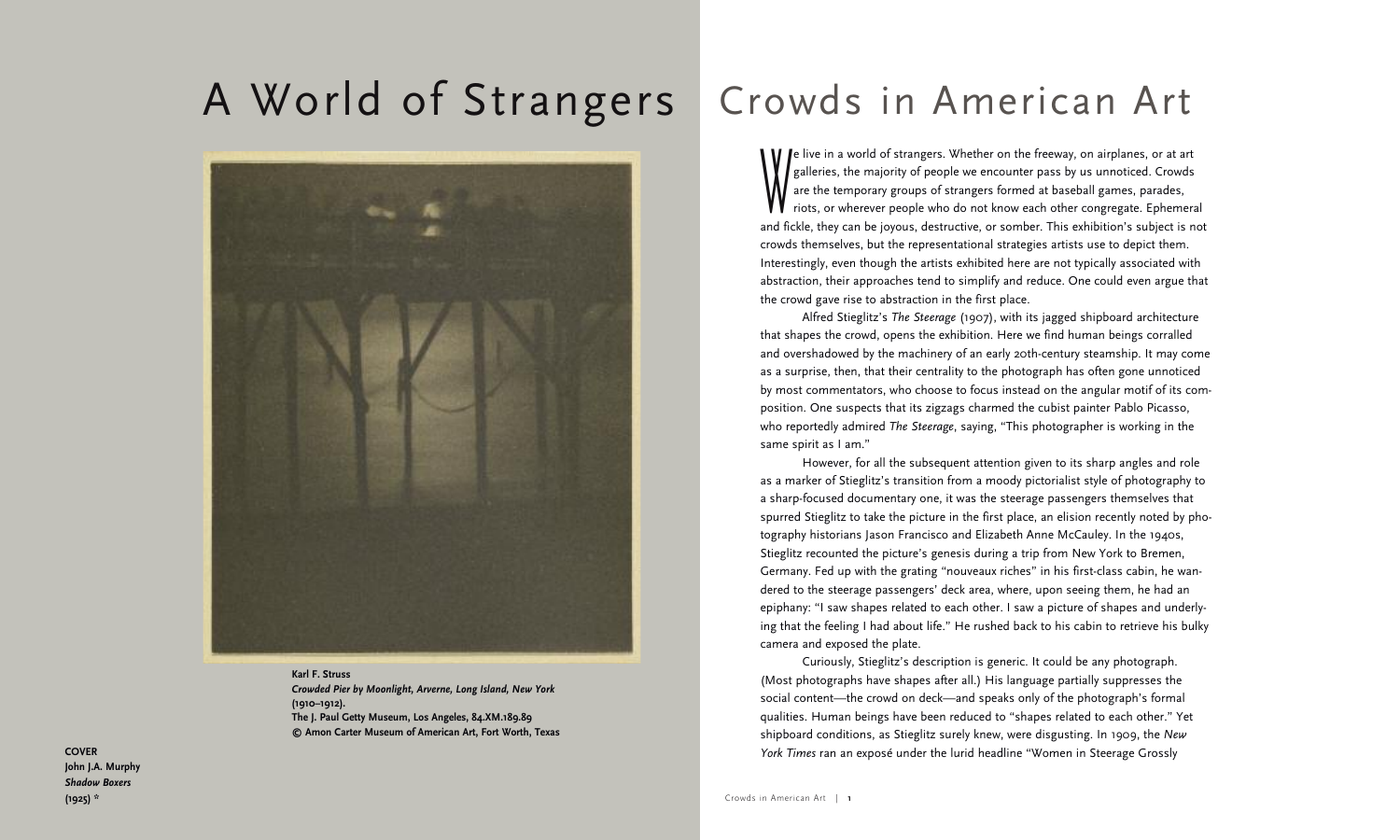# A World of Strangers

Karl F. Struss
***Crowded Pier by Moonlight, Arverne, Long Island, New York***
**(1910–1912).**
**The J. Paul Getty Museum, Los Angeles, 84.XM.189.89**
**© Amon Carter Museum of American Art, Fort Worth, Texas**

**COVER**
**John J.A. Murphy**
***Shadow Boxers***
**(1925) \***

# Crowds in American Art

We live in a world of strangers. Whether on the freeway, on airplanes, or at art galleries, the majority of people we encounter pass by us unnoticed. Crowds are the temporary groups of strangers formed at baseball games, parades, riots, or wherever people who do not know each other congregate. Ephemeral and fickle, they can be joyous, destructive, or somber. This exhibition's subject is not crowds themselves, but the representational strategies artists use to depict them. Interestingly, even though the artists exhibited here are not typically associated with abstraction, their approaches tend to simplify and reduce. One could even argue that the crowd gave rise to abstraction in the first place.

Alfred Stieglitz's *The Steerage* (1907), with its jagged shipboard architecture that shapes the crowd, opens the exhibition. Here we find human beings corralled and overshadowed by the machinery of an early 20th-century steamship. It may come as a surprise, then, that their centrality to the photograph has often gone unnoticed by most commentators, who choose to focus instead on the angular motif of its composition. One suspects that its zigzags charmed the cubist painter Pablo Picasso, who reportedly admired *The Steerage*, saying, "This photographer is working in the same spirit as I am."

However, for all the subsequent attention given to its sharp angles and role as a marker of Stieglitz's transition from a moody pictorialist style of photography to a sharp-focused documentary one, it was the steerage passengers themselves that spurred Stieglitz to take the picture in the first place, an elision recently noted by photography historians Jason Francisco and Elizabeth Anne McCauley. In the 1940s, Stieglitz recounted the picture's genesis during a trip from New York to Bremen, Germany. Fed up with the grating "nouveaux riches" in his first-class cabin, he wandered to the steerage passengers' deck area, where, upon seeing them, he had an epiphany: "I saw shapes related to each other. I saw a picture of shapes and underlying that the feeling I had about life." He rushed back to his cabin to retrieve his bulky camera and exposed the plate.

Curiously, Stieglitz's description is generic. It could be any photograph. (Most photographs have shapes after all.) His language partially suppresses the social content—the crowd on deck—and speaks only of the photograph's formal qualities. Human beings have been reduced to "shapes related to each other." Yet shipboard conditions, as Stieglitz surely knew, were disgusting. In 1909, the *New York Times* ran an exposé under the lurid headline "Women in Steerage Grossly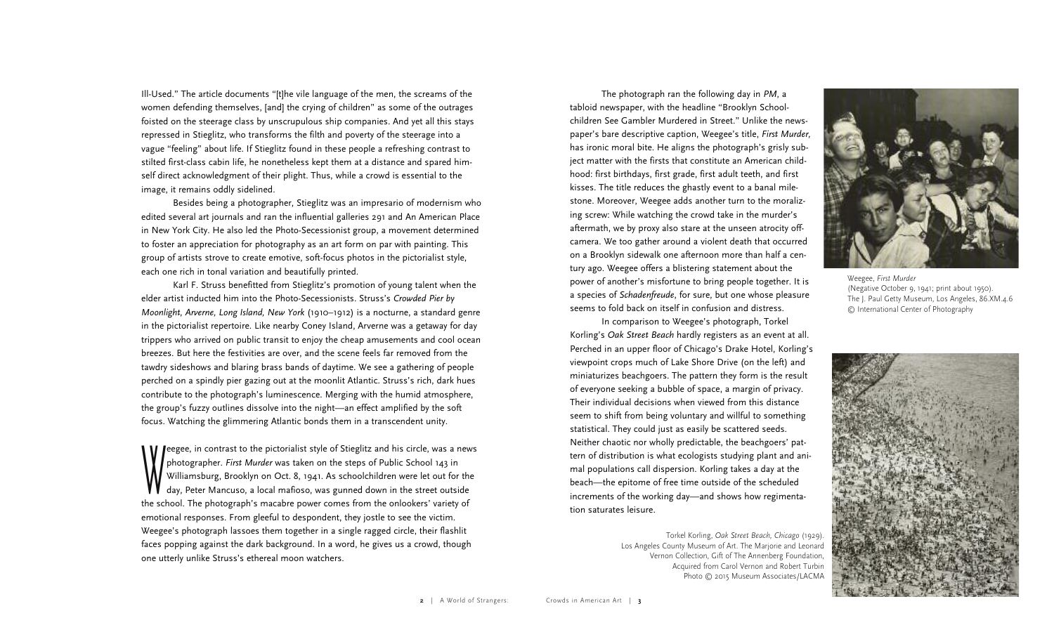Ill-Used." The article documents "[t]he vile language of the men, the screams of the women defending themselves, [and] the crying of children" as some of the outrages foisted on the steerage class by unscrupulous ship companies. And yet all this stays repressed in Stieglitz, who transforms the filth and poverty of the steerage into a vague "feeling" about life. If Stieglitz found in these people a refreshing contrast to stilted first-class cabin life, he nonetheless kept them at a distance and spared himself direct acknowledgment of their plight. Thus, while a crowd is essential to the image, it remains oddly sidelined.

Besides being a photographer, Stieglitz was an impresario of modernism who edited several art journals and ran the influential galleries 291 and An American Place in New York City. He also led the Photo-Secessionist group, a movement determined to foster an appreciation for photography as an art form on par with painting. This group of artists strove to create emotive, soft-focus photos in the pictorialist style, each one rich in tonal variation and beautifully printed.

Karl F. Struss benefitted from Stieglitz's promotion of young talent when the elder artist inducted him into the Photo-Secessionists. Struss's *Crowded Pier by Moonlight, Arverne, Long Island, New York* (1910–1912) is a nocturne, a standard genre in the pictorialist repertoire. Like nearby Coney Island, Arverne was a getaway for day trippers who arrived on public transit to enjoy the cheap amusements and cool ocean breezes. But here the festivities are over, and the scene feels far removed from the tawdry sideshows and blaring brass bands of daytime. We see a gathering of people perched on a spindly pier gazing out at the moonlit Atlantic. Struss's rich, dark hues contribute to the photograph's luminescence. Merging with the humid atmosphere, the group's fuzzy outlines dissolve into the night—an effect amplified by the soft focus. Watching the glimmering Atlantic bonds them in a transcendent unity.

Weegee, in contrast to the pictorialist style of Stieglitz and his circle, was a news photographer. *First Murder* was taken on the steps of Public School 143 in Williamsburg, Brooklyn on Oct. 8, 1941. As schoolchildren were let out for the day, Peter Mancuso, a local mafioso, was gunned down in the street outside the school. The photograph's macabre power comes from the onlookers' variety of emotional responses. From gleeful to despondent, they jostle to see the victim. Weegee's photograph lassoes them together in a single ragged circle, their flashlit faces popping against the dark background. In a word, he gives us a crowd, though one utterly unlike Struss's ethereal moon watchers.

The photograph ran the following day in *PM*, a tabloid newspaper, with the headline "Brooklyn School-children See Gambler Murdered in Street." Unlike the newspaper's bare descriptive caption, Weegee's title, *First Murder*, has ironic moral bite. He aligns the photograph's grisly subject matter with the firsts that constitute an American childhood: first birthdays, first grade, first adult teeth, and first kisses. The title reduces the ghastly event to a banal milestone. Moreover, Weegee adds another turn to the moralizing screw: While watching the crowd take in the murder's aftermath, we by proxy also stare at the unseen atrocity off-camera. We too gather around a violent death that occurred on a Brooklyn sidewalk one afternoon more than half a century ago. Weegee offers a blistering statement about the power of another's misfortune to bring people together. It is a species of *Schadenfreude*, for sure, but one whose pleasure seems to fold back on itself in confusion and distress.

Weegee, *First Murder*
(Negative October 9, 1941; print about 1950).
The J. Paul Getty Museum, Los Angeles, 86.XM.4.6
© International Center of Photography

In comparison to Weegee's photograph, Torkel Korling's *Oak Street Beach* hardly registers as an event at all. Perched in an upper floor of Chicago's Drake Hotel, Korling's viewpoint crops much of Lake Shore Drive (on the left) and miniaturizes beachgoers. The pattern they form is the result of everyone seeking a bubble of space, a margin of privacy. Their individual decisions when viewed from this distance seem to shift from being voluntary and willful to something statistical. They could just as easily be scattered seeds. Neither chaotic nor wholly predictable, the beachgoers' pattern of distribution is what ecologists studying plant and animal populations call dispersion. Korling takes a day at the beach—the epitome of free time outside of the scheduled increments of the working day—and shows how regimentation saturates leisure.

Torkel Korling, *Oak Street Beach, Chicago* (1929).
Los Angeles County Museum of Art. The Marjorie and Leonard Vernon Collection, Gift of The Annenberg Foundation, Acquired from Carol Vernon and Robert Turbin
Photo © 2015 Museum Associates/LACMA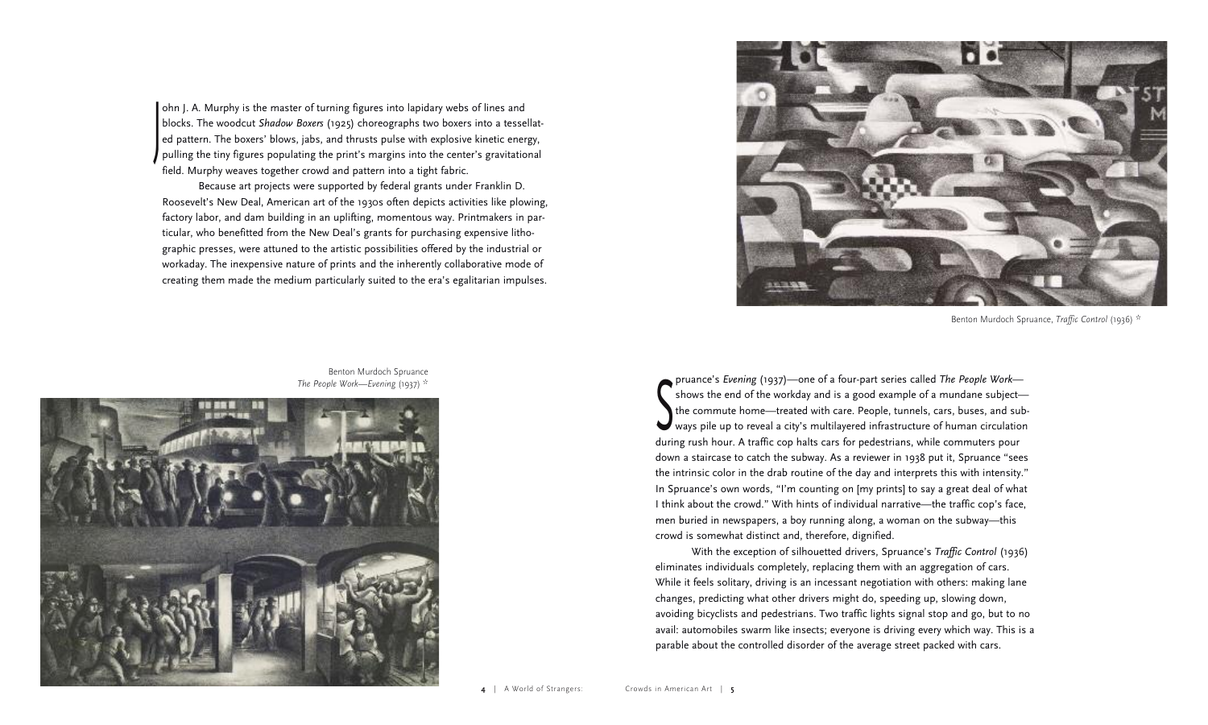John J. A. Murphy is the master of turning figures into lapidary webs of lines and blocks. The woodcut *Shadow Boxers* (1925) choreographs two boxers into a tessellated pattern. The boxers' blows, jabs, and thrusts pulse with explosive kinetic energy, pulling the tiny figures populating the print's margins into the center's gravitational field. Murphy weaves together crowd and pattern into a tight fabric.

Because art projects were supported by federal grants under Franklin D. Roosevelt's New Deal, American art of the 1930s often depicts activities like plowing, factory labor, and dam building in an uplifting, momentous way. Printmakers in particular, who benefitted from the New Deal's grants for purchasing expensive lithographic presses, were attuned to the artistic possibilities offered by the industrial or workaday. The inexpensive nature of prints and the inherently collaborative mode of creating them made the medium particularly suited to the era's egalitarian impulses.

Benton Murdoch Spruance, *Traffic Control* (1936) *

Benton Murdoch Spruance
*The People Work—Evening* (1937) *

Spruance's *Evening* (1937)—one of a four-part series called *The People Work*—shows the end of the workday and is a good example of a mundane subject—the commute home—treated with care. People, tunnels, cars, buses, and subways pile up to reveal a city's multilayered infrastructure of human circulation during rush hour. A traffic cop halts cars for pedestrians, while commuters pour down a staircase to catch the subway. As a reviewer in 1938 put it, Spruance "sees the intrinsic color in the drab routine of the day and interprets this with intensity." In Spruance's own words, "I'm counting on [my prints] to say a great deal of what I think about the crowd." With hints of individual narrative—the traffic cop's face, men buried in newspapers, a boy running along, a woman on the subway—this crowd is somewhat distinct and, therefore, dignified.

With the exception of silhouetted drivers, Spruance's *Traffic Control* (1936) eliminates individuals completely, replacing them with an aggregation of cars. While it feels solitary, driving is an incessant negotiation with others: making lane changes, predicting what other drivers might do, speeding up, slowing down, avoiding bicyclists and pedestrians. Two traffic lights signal stop and go, but to no avail: automobiles swarm like insects; everyone is driving every which way. This is a parable about the controlled disorder of the average street packed with cars.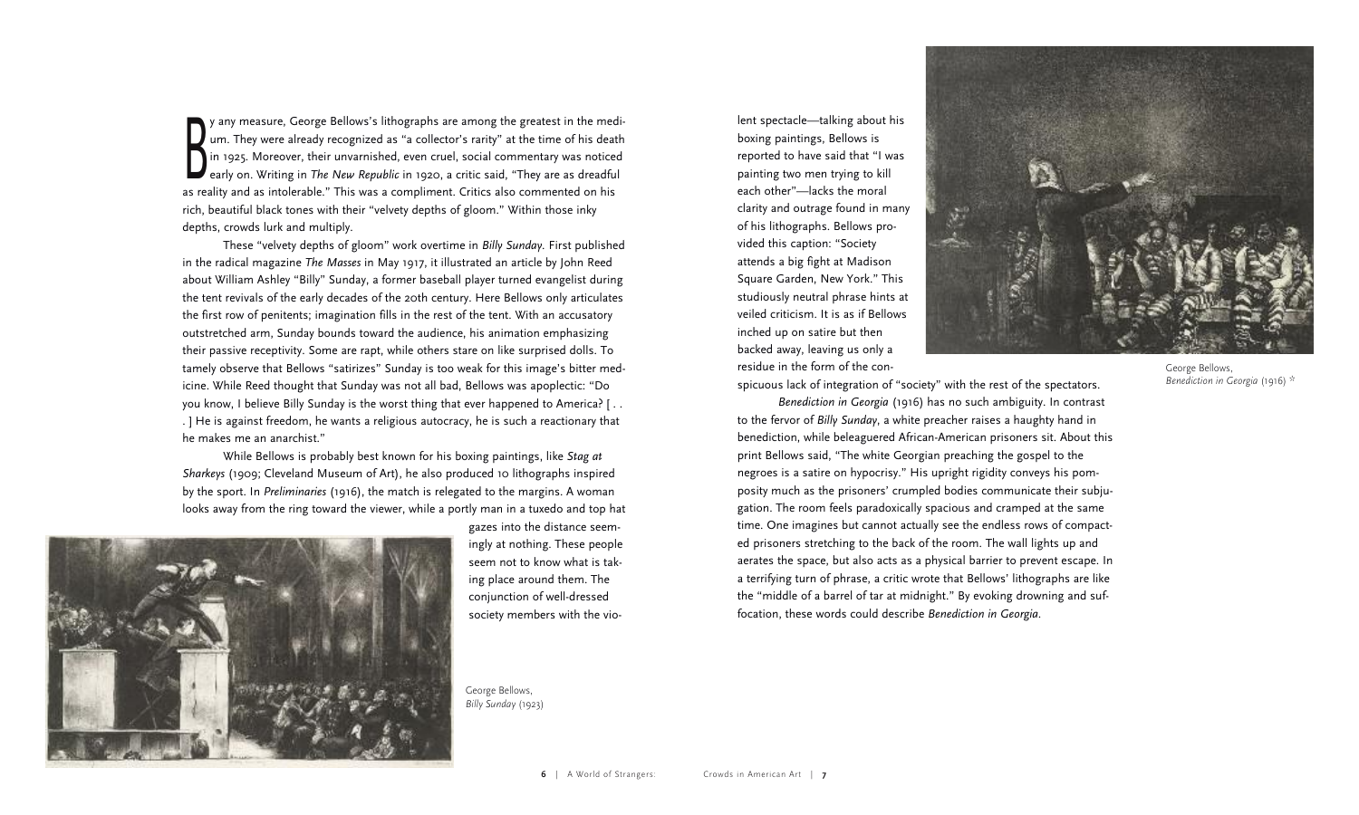By any measure, George Bellows's lithographs are among the greatest in the medium. They were already recognized as "a collector's rarity" at the time of his death in 1925. Moreover, their unvarnished, even cruel, social commentary was noticed early on. Writing in *The New Republic* in 1920, a critic said, "They are as dreadful as reality and as intolerable." This was a compliment. Critics also commented on his rich, beautiful black tones with their "velvety depths of gloom." Within those inky depths, crowds lurk and multiply.

These "velvety depths of gloom" work overtime in *Billy Sunday*. First published in the radical magazine *The Masses* in May 1917, it illustrated an article by John Reed about William Ashley "Billy" Sunday, a former baseball player turned evangelist during the tent revivals of the early decades of the 20th century. Here Bellows only articulates the first row of penitents; imagination fills in the rest of the tent. With an accusatory outstretched arm, Sunday bounds toward the audience, his animation emphasizing their passive receptivity. Some are rapt, while others stare on like surprised dolls. To tamely observe that Bellows "satirizes" Sunday is too weak for this image's bitter medicine. While Reed thought that Sunday was not all bad, Bellows was apoplectic: "Do you know, I believe Billy Sunday is the worst thing that ever happened to America? [ . . . ] He is against freedom, he wants a religious autocracy, he is such a reactionary that he makes me an anarchist."

While Bellows is probably best known for his boxing paintings, like *Stag at Sharkeys* (1909; Cleveland Museum of Art), he also produced 10 lithographs inspired by the sport. In *Preliminaries* (1916), the match is relegated to the margins. A woman looks away from the ring toward the viewer, while a portly man in a tuxedo and top hat gazes into the distance seemingly at nothing. These people seem not to know what is taking place around them. The conjunction of well-dressed society members with the violent spectacle—talking about his boxing paintings, Bellows is reported to have said that "I was painting two men trying to kill each other"—lacks the moral clarity and outrage found in many of his lithographs. Bellows provided this caption: "Society attends a big fight at Madison Square Garden, New York." This studiously neutral phrase hints at veiled criticism. It is as if Bellows inched up on satire but then backed away, leaving us only a residue in the form of the conspicuous lack of integration of "society" with the rest of the spectators.

George Bellows, *Billy Sunday* (1923)

*Benediction in Georgia* (1916) has no such ambiguity. In contrast to the fervor of *Billy Sunday*, a white preacher raises a haughty hand in benediction, while beleaguered African-American prisoners sit. About this print Bellows said, "The white Georgian preaching the gospel to the negroes is a satire on hypocrisy." His upright rigidity conveys his pomposity much as the prisoners' crumpled bodies communicate their subjugation. The room feels paradoxically spacious and cramped at the same time. One imagines but cannot actually see the endless rows of compacted prisoners stretching to the back of the room. The wall lights up and aerates the space, but also acts as a physical barrier to prevent escape. In a terrifying turn of phrase, a critic wrote that Bellows' lithographs are like the "middle of a barrel of tar at midnight." By evoking drowning and suffocation, these words could describe *Benediction in Georgia*.

George Bellows, *Benediction in Georgia* (1916) *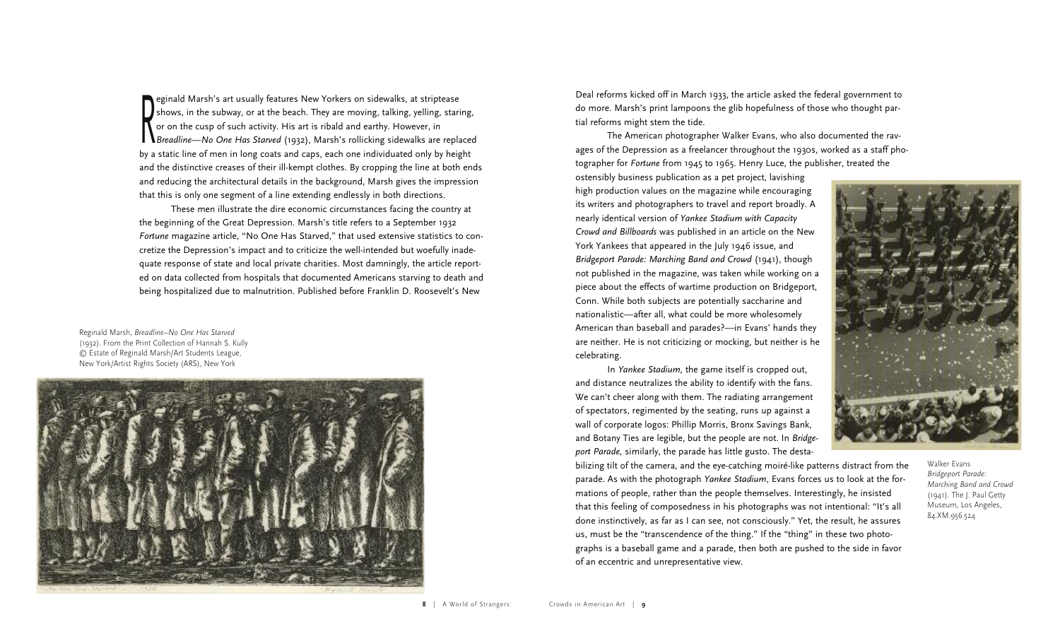Reginald Marsh's art usually features New Yorkers on sidewalks, at striptease shows, in the subway, or at the beach. They are moving, talking, yelling, staring, or on the cusp of such activity. His art is ribald and earthy. However, in *Breadline—No One Has Starved* (1932), Marsh's rollicking sidewalks are replaced by a static line of men in long coats and caps, each one individuated only by height and the distinctive creases of their ill-kempt clothes. By cropping the line at both ends and reducing the architectural details in the background, Marsh gives the impression that this is only one segment of a line extending endlessly in both directions.

These men illustrate the dire economic circumstances facing the country at the beginning of the Great Depression. Marsh's title refers to a September 1932 *Fortune* magazine article, "No One Has Starved," that used extensive statistics to concretize the Depression's impact and to criticize the well-intended but woefully inadequate response of state and local private charities. Most damningly, the article reported on data collected from hospitals that documented Americans starving to death and being hospitalized due to malnutrition. Published before Franklin D. Roosevelt's New Deal reforms kicked off in March 1933, the article asked the federal government to do more. Marsh's print lampoons the glib hopefulness of those who thought partial reforms might stem the tide.

Reginald Marsh, *Breadline–No One Has Starved* (1932). From the Print Collection of Hannah S. Kully © Estate of Reginald Marsh/Art Students League, New York/Artist Rights Society (ARS), New York

The American photographer Walker Evans, who also documented the ravages of the Depression as a freelancer throughout the 1930s, worked as a staff photographer for *Fortune* from 1945 to 1965. Henry Luce, the publisher, treated the ostensibly business publication as a pet project, lavishing high production values on the magazine while encouraging its writers and photographers to travel and report broadly. A nearly identical version of *Yankee Stadium with Capacity Crowd and Billboards* was published in an article on the New York Yankees that appeared in the July 1946 issue, and *Bridgeport Parade: Marching Band and Crowd* (1941), though not published in the magazine, was taken while working on a piece about the effects of wartime production on Bridgeport, Conn. While both subjects are potentially saccharine and nationalistic—after all, what could be more wholesomely American than baseball and parades?—in Evans' hands they are neither. He is not criticizing or mocking, but neither is he celebrating.

In *Yankee Stadium,* the game itself is cropped out, and distance neutralizes the ability to identify with the fans. We can't cheer along with them. The radiating arrangement of spectators, regimented by the seating, runs up against a wall of corporate logos: Phillip Morris, Bronx Savings Bank, and Botany Ties are legible, but the people are not. In *Bridgeport Parade,* similarly, the parade has little gusto. The destabilizing tilt of the camera, and the eye-catching moiré-like patterns distract from the parade. As with the photograph *Yankee Stadium*, Evans forces us to look at the formations of people, rather than the people themselves. Interestingly, he insisted that this feeling of composedness in his photographs was not intentional: "It's all done instinctively, as far as I can see, not consciously." Yet, the result, he assures us, must be the "transcendence of the thing." If the "thing" in these two photographs is a baseball game and a parade, then both are pushed to the side in favor of an eccentric and unrepresentative view.

Walker Evans *Bridgeport Parade: Marching Band and Crowd* (1941). The J. Paul Getty Museum, Los Angeles, 84.XM.956.524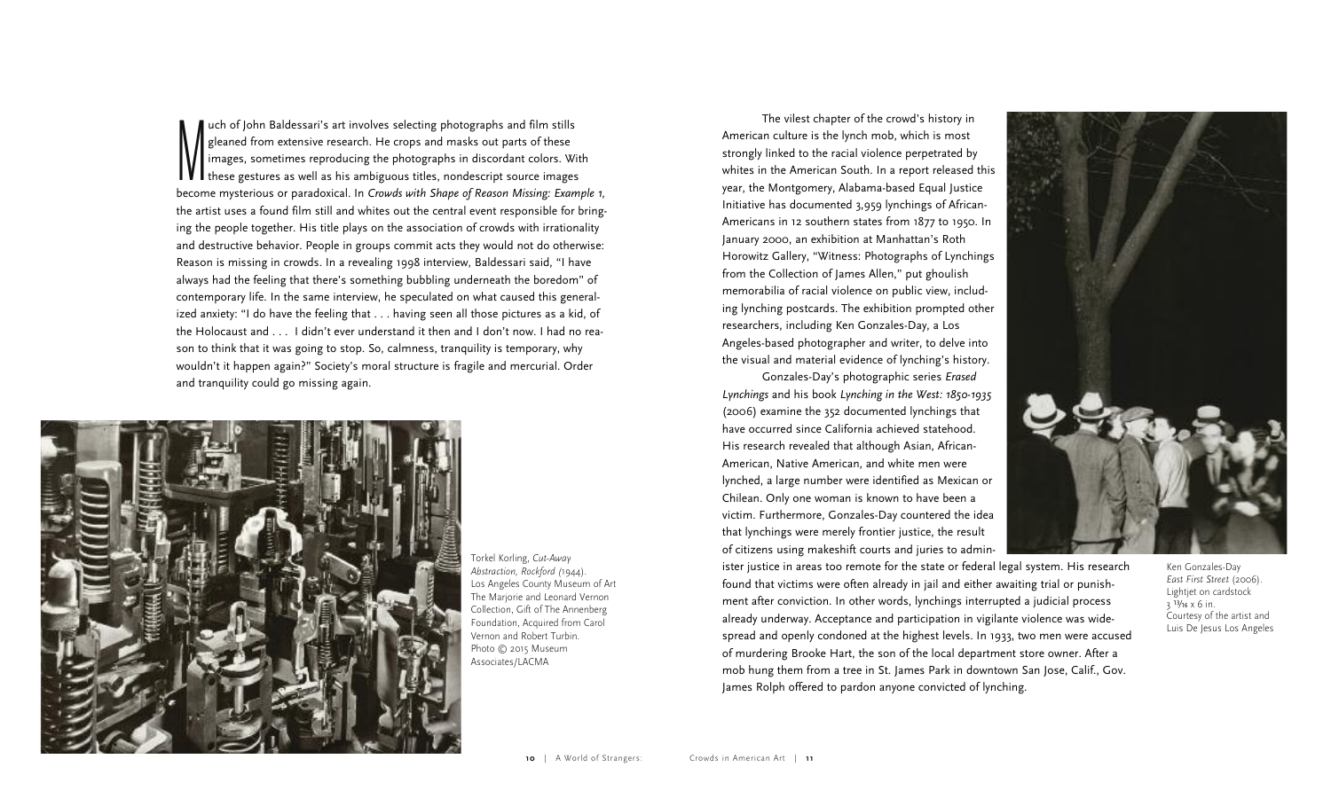Much of John Baldessari's art involves selecting photographs and film stills gleaned from extensive research. He crops and masks out parts of these images, sometimes reproducing the photographs in discordant colors. With these gestures as well as his ambiguous titles, nondescript source images become mysterious or paradoxical. In *Crowds with Shape of Reason Missing: Example 1*, the artist uses a found film still and whites out the central event responsible for bringing the people together. His title plays on the association of crowds with irrationality and destructive behavior. People in groups commit acts they would not do otherwise: Reason is missing in crowds. In a revealing 1998 interview, Baldessari said, "I have always had the feeling that there's something bubbling underneath the boredom" of contemporary life. In the same interview, he speculated on what caused this generalized anxiety: "I do have the feeling that . . . having seen all those pictures as a kid, of the Holocaust and . . . I didn't ever understand it then and I don't now. I had no reason to think that it was going to stop. So, calmness, tranquility is temporary, why wouldn't it happen again?" Society's moral structure is fragile and mercurial. Order and tranquility could go missing again.

Torkel Korling, *Cut-Away Abstraction, Rockford* (1944). Los Angeles County Museum of Art The Marjorie and Leonard Vernon Collection, Gift of The Annenberg Foundation, Acquired from Carol Vernon and Robert Turbin. Photo © 2015 Museum Associates/LACMA

The vilest chapter of the crowd's history in American culture is the lynch mob, which is most strongly linked to the racial violence perpetrated by whites in the American South. In a report released this year, the Montgomery, Alabama-based Equal Justice Initiative has documented 3,959 lynchings of African-Americans in 12 southern states from 1877 to 1950. In January 2000, an exhibition at Manhattan's Roth Horowitz Gallery, "Witness: Photographs of Lynchings from the Collection of James Allen," put ghoulish memorabilia of racial violence on public view, including lynching postcards. The exhibition prompted other researchers, including Ken Gonzales-Day, a Los Angeles-based photographer and writer, to delve into the visual and material evidence of lynching's history.

Gonzales-Day's photographic series *Erased Lynchings* and his book *Lynching in the West: 1850-1935* (2006) examine the 352 documented lynchings that have occurred since California achieved statehood. His research revealed that although Asian, African-American, Native American, and white men were lynched, a large number were identified as Mexican or Chilean. Only one woman is known to have been a victim. Furthermore, Gonzales-Day countered the idea that lynchings were merely frontier justice, the result of citizens using makeshift courts and juries to administer justice in areas too remote for the state or federal legal system. His research found that victims were often already in jail and either awaiting trial or punishment after conviction. In other words, lynchings interrupted a judicial process already underway. Acceptance and participation in vigilante violence was widespread and openly condoned at the highest levels. In 1933, two men were accused of murdering Brooke Hart, the son of the local department store owner. After a mob hung them from a tree in St. James Park in downtown San Jose, Calif., Gov. James Rolph offered to pardon anyone convicted of lynching.

Ken Gonzales-Day *East First Street* (2006). Lightjet on cardstock 3 13/16 x 6 in. Courtesy of the artist and Luis De Jesus Los Angeles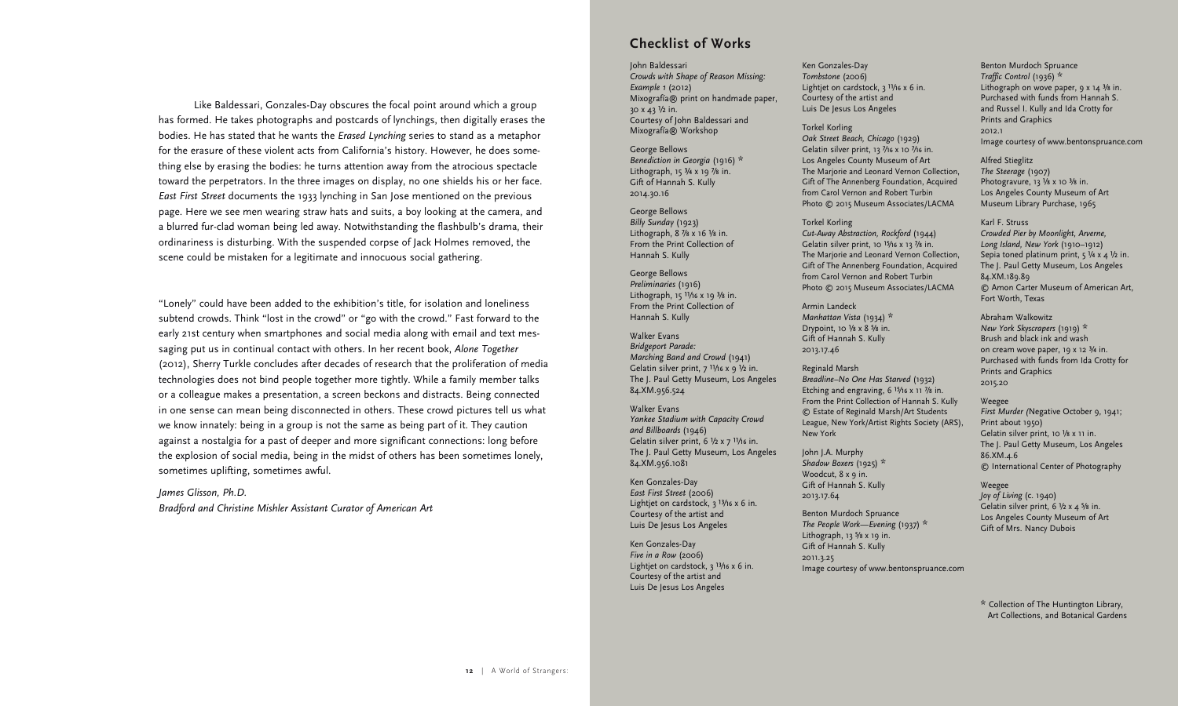Like Baldessari, Gonzales-Day obscures the focal point around which a group has formed. He takes photographs and postcards of lynchings, then digitally erases the bodies. He has stated that he wants the *Erased Lynching* series to stand as a metaphor for the erasure of these violent acts from California's history. However, he does something else by erasing the bodies: he turns attention away from the atrocious spectacle toward the perpetrators. In the three images on display, no one shields his or her face. *East First Street* documents the 1933 lynching in San Jose mentioned on the previous page. Here we see men wearing straw hats and suits, a boy looking at the camera, and a blurred fur-clad woman being led away. Notwithstanding the flashbulb's drama, their ordinariness is disturbing. With the suspended corpse of Jack Holmes removed, the scene could be mistaken for a legitimate and innocuous social gathering.

"Lonely" could have been added to the exhibition's title, for isolation and loneliness subtend crowds. Think "lost in the crowd" or "go with the crowd." Fast forward to the early 21st century when smartphones and social media along with email and text messaging put us in continual contact with others. In her recent book, *Alone Together* (2012), Sherry Turkle concludes after decades of research that the proliferation of media technologies does not bind people together more tightly. While a family member talks or a colleague makes a presentation, a screen beckons and distracts. Being connected in one sense can mean being disconnected in others. These crowd pictures tell us what we know innately: being in a group is not the same as being part of it. They caution against a nostalgia for a past of deeper and more significant connections: long before the explosion of social media, being in the midst of others has been sometimes lonely, sometimes uplifting, sometimes awful.

*James Glisson, Ph.D.*
*Bradford and Christine Mishler Assistant Curator of American Art*

## Checklist of Works

John Baldessari
*Crowds with Shape of Reason Missing: Example 1* (2012)
Mixografía® print on handmade paper, 30 x 43 ½ in.
Courtesy of John Baldessari and Mixografía® Workshop

George Bellows
*Benediction in Georgia* (1916) *
Lithograph, 15 ¾ x 19 ⅞ in.
Gift of Hannah S. Kully
2014.30.16

George Bellows
*Billy Sunday* (1923)
Lithograph, 8 ⅞ x 16 ⅛ in.
From the Print Collection of Hannah S. Kully

George Bellows
*Preliminaries* (1916)
Lithograph, 15 ¹¹⁄₁₆ x 19 ⅜ in.
From the Print Collection of Hannah S. Kully

Walker Evans
*Bridgeport Parade: Marching Band and Crowd* (1941)
Gelatin silver print, 7 ¹¹⁄₁₆ x 9 ½ in.
The J. Paul Getty Museum, Los Angeles
84.XM.956.524

Walker Evans
*Yankee Stadium with Capacity Crowd and Billboards* (1946)
Gelatin silver print, 6 ½ x 7 ¹¹⁄₁₆ in.
The J. Paul Getty Museum, Los Angeles
84.XM.956.1081

Ken Gonzales-Day
*East First Street* (2006)
Lightjet on cardstock, 3 ¹³⁄₁₆ x 6 in.
Courtesy of the artist and Luis De Jesus Los Angeles

Ken Gonzales-Day
*Five in a Row* (2006)
Lightjet on cardstock, 3 ¹³⁄₁₆ x 6 in.
Courtesy of the artist and Luis De Jesus Los Angeles

Ken Gonzales-Day
*Tombstone* (2006)
Lightjet on cardstock, 3 ¹¹⁄₁₆ x 6 in.
Courtesy of the artist and Luis De Jesus Los Angeles

Torkel Korling
*Oak Street Beach, Chicago* (1929)
Gelatin silver print, 13 ⁷⁄₁₆ x 10 ⁷⁄₁₆ in.
Los Angeles County Museum of Art
The Marjorie and Leonard Vernon Collection, Gift of The Annenberg Foundation, Acquired from Carol Vernon and Robert Turbin
Photo © 2015 Museum Associates/LACMA

Torkel Korling
*Cut-Away Abstraction, Rockford* (1944)
Gelatin silver print, 10 ¹⁵⁄₁₆ x 13 ⅞ in.
The Marjorie and Leonard Vernon Collection, Gift of The Annenberg Foundation, Acquired from Carol Vernon and Robert Turbin
Photo © 2015 Museum Associates/LACMA

Armin Landeck
*Manhattan Vista* (1934) *
Drypoint, 10 ⅛ x 8 ⅝ in.
Gift of Hannah S. Kully
2013.17.46

Reginald Marsh
*Breadline–No One Has Starved* (1932)
Etching and engraving, 6 ¹⁵⁄₁₆ x 11 ⅞ in.
From the Print Collection of Hannah S. Kully
© Estate of Reginald Marsh/Art Students League, New York/Artist Rights Society (ARS), New York

John J.A. Murphy
*Shadow Boxers* (1925) *
Woodcut, 8 x 9 in.
Gift of Hannah S. Kully
2013.17.64

Benton Murdoch Spruance
*The People Work—Evening* (1937) *
Lithograph, 13 ⅝ x 19 in.
Gift of Hannah S. Kully
2011.3.25
Image courtesy of www.bentonspruance.com

Benton Murdoch Spruance
*Traffic Control* (1936) *
Lithograph on wove paper, 9 x 14 ⅜ in.
Purchased with funds from Hannah S. and Russel I. Kully and Ida Crotty for Prints and Graphics
2012.1
Image courtesy of www.bentonspruance.com

Alfred Stieglitz
*The Steerage* (1907)
Photogravure, 13 ⅛ x 10 ⅜ in.
Los Angeles County Museum of Art
Museum Library Purchase, 1965

Karl F. Struss
*Crowded Pier by Moonlight, Arverne, Long Island, New York* (1910–1912)
Sepia toned platinum print, 5 ¼ x 4 ½ in.
The J. Paul Getty Museum, Los Angeles
84.XM.189.89
© Amon Carter Museum of American Art, Fort Worth, Texas

Abraham Walkowitz
*New York Skyscrapers* (1919) *
Brush and black ink and wash on cream wove paper, 19 x 12 ¾ in.
Purchased with funds from Ida Crotty for Prints and Graphics
2015.20

Weegee
*First Murder* (Negative October 9, 1941; Print about 1950)
Gelatin silver print, 10 ⅛ x 11 in.
The J. Paul Getty Museum, Los Angeles
86.XM.4.6
© International Center of Photography

Weegee
*Joy of Living* (c. 1940)
Gelatin silver print, 6 ½ x 4 ⅝ in.
Los Angeles County Museum of Art
Gift of Mrs. Nancy Dubois

* Collection of The Huntington Library, Art Collections, and Botanical Gardens